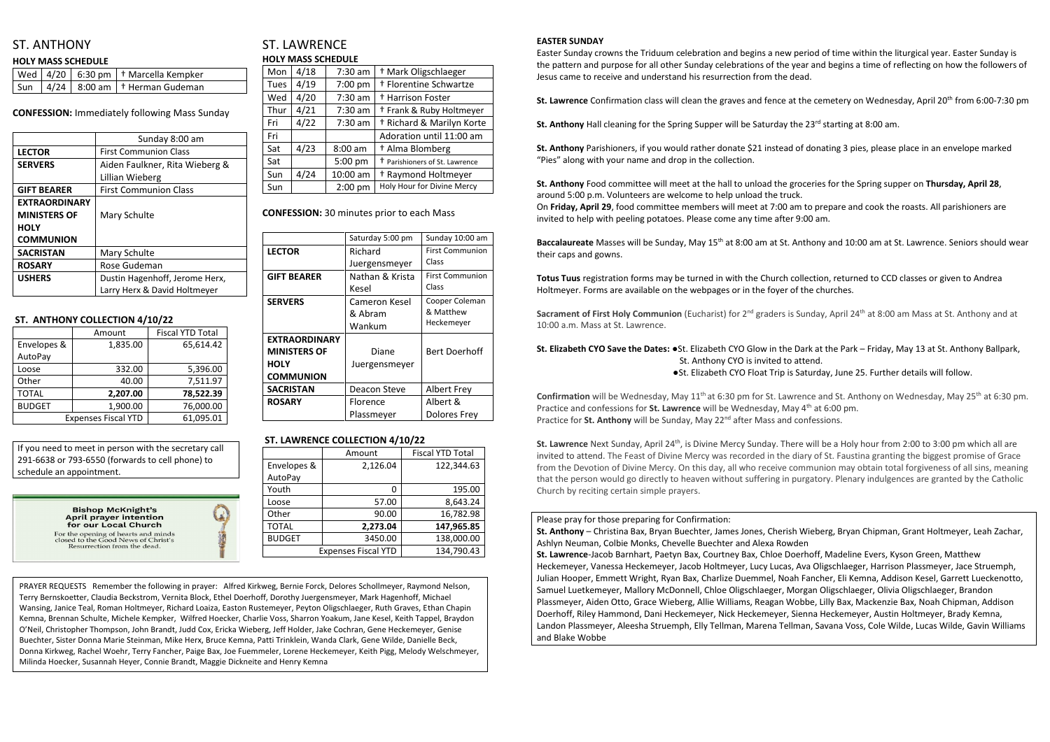# ST. ANTHONY

## HOLY MASS SCHEDULE

| | | | |
|---|---|---|---|
| Wed | 4/20 | 6:30 pm | † Marcella Kempker |
| Sun | 4/24 | 8:00 am | † Herman Gudeman |

**CONFESSION:** Immediately following Mass Sunday

| | Sunday 8:00 am |
|---|---|
| **LECTOR** | First Communion Class |
| **SERVERS** | Aiden Faulkner, Rita Wieberg & Lillian Wieberg |
| **GIFT BEARER** | First Communion Class |
| **EXTRAORDINARY MINISTERS OF HOLY COMMUNION** | Mary Schulte |
| **SACRISTAN** | Mary Schulte |
| **ROSARY** | Rose Gudeman |
| **USHERS** | Dustin Hagenhoff, Jerome Herx, Larry Herx & David Holtmeyer |

### ST. ANTHONY COLLECTION 4/10/22

| | Amount | Fiscal YTD Total |
|---|---|---|
| Envelopes & AutoPay | 1,835.00 | 65,614.42 |
| Loose | 332.00 | 5,396.00 |
| Other | 40.00 | 7,511.97 |
| TOTAL | **2,207.00** | **78,522.39** |
| BUDGET | 1,900.00 | 76,000.00 |
| Expenses Fiscal YTD | | 61,095.01 |

If you need to meet in person with the secretary call 291-6638 or 793-6550 (forwards to cell phone) to schedule an appointment.

**Bishop McKnight's April prayer intention for our Local Church**

For the opening of hearts and minds closed to the Good News of Christ's Resurrection from the dead.

# ST. LAWRENCE

## HOLY MASS SCHEDULE

| | | | |
|---|---|---|---|
| Mon | 4/18 | 7:30 am | † Mark Oligschlaeger |
| Tues | 4/19 | 7:00 pm | † Florentine Schwartze |
| Wed | 4/20 | 7:30 am | † Harrison Foster |
| Thur | 4/21 | 7:30 am | † Frank & Ruby Holtmeyer |
| Fri | 4/22 | 7:30 am | † Richard & Marilyn Korte |
| Fri | | | Adoration until 11:00 am |
| Sat | 4/23 | 8:00 am | † Alma Blomberg |
| Sat | | 5:00 pm | † Parishioners of St. Lawrence |
| Sun | 4/24 | 10:00 am | † Raymond Holtmeyer |
| Sun | | 2:00 pm | Holy Hour for Divine Mercy |

**CONFESSION:** 30 minutes prior to each Mass

| | Saturday 5:00 pm | Sunday 10:00 am |
|---|---|---|
| **LECTOR** | Richard Juergensmeyer | First Communion Class |
| **GIFT BEARER** | Nathan & Krista Kesel | First Communion Class |
| **SERVERS** | Cameron Kesel & Abram Wankum | Cooper Coleman & Matthew Heckemeyer |
| **EXTRAORDINARY MINISTERS OF HOLY COMMUNION** | Diane Juergensmeyer | Bert Doerhoff |
| **SACRISTAN** | Deacon Steve | Albert Frey |
| **ROSARY** | Florence Plassmeyer | Albert & Dolores Frey |

### ST. LAWRENCE COLLECTION 4/10/22

| | Amount | Fiscal YTD Total |
|---|---|---|
| Envelopes & AutoPay | 2,126.04 | 122,344.63 |
| Youth | 0 | 195.00 |
| Loose | 57.00 | 8,643.24 |
| Other | 90.00 | 16,782.98 |
| TOTAL | **2,273.04** | **147,965.85** |
| BUDGET | 3450.00 | 138,000.00 |
| Expenses Fiscal YTD | | 134,790.43 |

PRAYER REQUESTS Remember the following in prayer: Alfred Kirkweg, Bernie Forck, Delores Schollmeyer, Raymond Nelson, Terry Bernskoetter, Claudia Beckstrom, Vernita Block, Ethel Doerhoff, Dorothy Juergensmeyer, Mark Hagenhoff, Michael Wansing, Janice Teal, Roman Holtmeyer, Richard Loaiza, Easton Rustemeyer, Peyton Oligschlaeger, Ruth Graves, Ethan Chapin Kemna, Brennan Schulte, Michele Kempker, Wilfred Hoecker, Charlie Voss, Sharron Yoakum, Jane Kesel, Keith Tappel, Braydon O'Neil, Christopher Thompson, John Brandt, Judd Cox, Ericka Wieberg, Jeff Holder, Jake Cochran, Gene Heckemeyer, Genise Buechter, Sister Donna Marie Steinman, Mike Herx, Bruce Kemna, Patti Trinklein, Wanda Clark, Gene Wilde, Danielle Beck, Donna Kirkweg, Rachel Woehr, Terry Fancher, Paige Bax, Joe Fuemmeler, Lorene Heckemeyer, Keith Pigg, Melody Welschmeyer, Milinda Hoecker, Susannah Heyer, Connie Brandt, Maggie Dickneite and Henry Kemna

**EASTER SUNDAY**

Easter Sunday crowns the Triduum celebration and begins a new period of time within the liturgical year. Easter Sunday is the pattern and purpose for all other Sunday celebrations of the year and begins a time of reflecting on how the followers of Jesus came to receive and understand his resurrection from the dead.

**St. Lawrence** Confirmation class will clean the graves and fence at the cemetery on Wednesday, April 20th from 6:00-7:30 pm

**St. Anthony** Hall cleaning for the Spring Supper will be Saturday the 23rd starting at 8:00 am.

**St. Anthony** Parishioners, if you would rather donate $21 instead of donating 3 pies, please place in an envelope marked "Pies" along with your name and drop in the collection.

**St. Anthony** Food committee will meet at the hall to unload the groceries for the Spring supper on **Thursday, April 28**, around 5:00 p.m. Volunteers are welcome to help unload the truck.
On **Friday, April 29**, food committee members will meet at 7:00 am to prepare and cook the roasts. All parishioners are invited to help with peeling potatoes. Please come any time after 9:00 am.

**Baccalaureate** Masses will be Sunday, May 15th at 8:00 am at St. Anthony and 10:00 am at St. Lawrence. Seniors should wear their caps and gowns.

**Totus Tuus** registration forms may be turned in with the Church collection, returned to CCD classes or given to Andrea Holtmeyer. Forms are available on the webpages or in the foyer of the churches.

**Sacrament of First Holy Communion** (Eucharist) for 2nd graders is Sunday, April 24th at 8:00 am Mass at St. Anthony and at 10:00 a.m. Mass at St. Lawrence.

**St. Elizabeth CYO Save the Dates:**
- St. Elizabeth CYO Glow in the Dark at the Park – Friday, May 13 at St. Anthony Ballpark, St. Anthony CYO is invited to attend.
- St. Elizabeth CYO Float Trip is Saturday, June 25. Further details will follow.

**Confirmation** will be Wednesday, May 11th at 6:30 pm for St. Lawrence and St. Anthony on Wednesday, May 25th at 6:30 pm. Practice and confessions for **St. Lawrence** will be Wednesday, May 4th at 6:00 pm.
Practice for **St. Anthony** will be Sunday, May 22nd after Mass and confessions.

**St. Lawrence** Next Sunday, April 24th, is Divine Mercy Sunday. There will be a Holy hour from 2:00 to 3:00 pm which all are invited to attend. The Feast of Divine Mercy was recorded in the diary of St. Faustina granting the biggest promise of Grace from the Devotion of Divine Mercy. On this day, all who receive communion may obtain total forgiveness of all sins, meaning that the person would go directly to heaven without suffering in purgatory. Plenary indulgences are granted by the Catholic Church by reciting certain simple prayers.

Please pray for those preparing for Confirmation:
**St. Anthony** – Christina Bax, Bryan Buechter, James Jones, Cherish Wieberg, Bryan Chipman, Grant Holtmeyer, Leah Zachar, Ashlyn Neuman, Colbie Monks, Chevelle Buechter and Alexa Rowden
**St. Lawrence**-Jacob Barnhart, Paetyn Bax, Courtney Bax, Chloe Doerhoff, Madeline Evers, Kyson Green, Matthew Heckemeyer, Vanessa Heckemeyer, Jacob Holtmeyer, Lucy Lucas, Ava Oligschlaeger, Harrison Plassmeyer, Jace Struemph, Julian Hooper, Emmett Wright, Ryan Bax, Charlize Duemmel, Noah Fancher, Eli Kemna, Addison Kesel, Garrett Lueckenotto, Samuel Luetkemeyer, Mallory McDonnell, Chloe Oligschlaeger, Morgan Oligschlaeger, Olivia Oligschlaeger, Brandon Plassmeyer, Aiden Otto, Grace Wieberg, Allie Williams, Reagan Wobbe, Lilly Bax, Mackenzie Bax, Noah Chipman, Addison Doerhoff, Riley Hammond, Dani Heckemeyer, Nick Heckemeyer, Sienna Heckemeyer, Austin Holtmeyer, Brady Kemna, Landon Plassmeyer, Aleesha Struemph, Elly Tellman, Marena Tellman, Savana Voss, Cole Wilde, Lucas Wilde, Gavin Williams and Blake Wobbe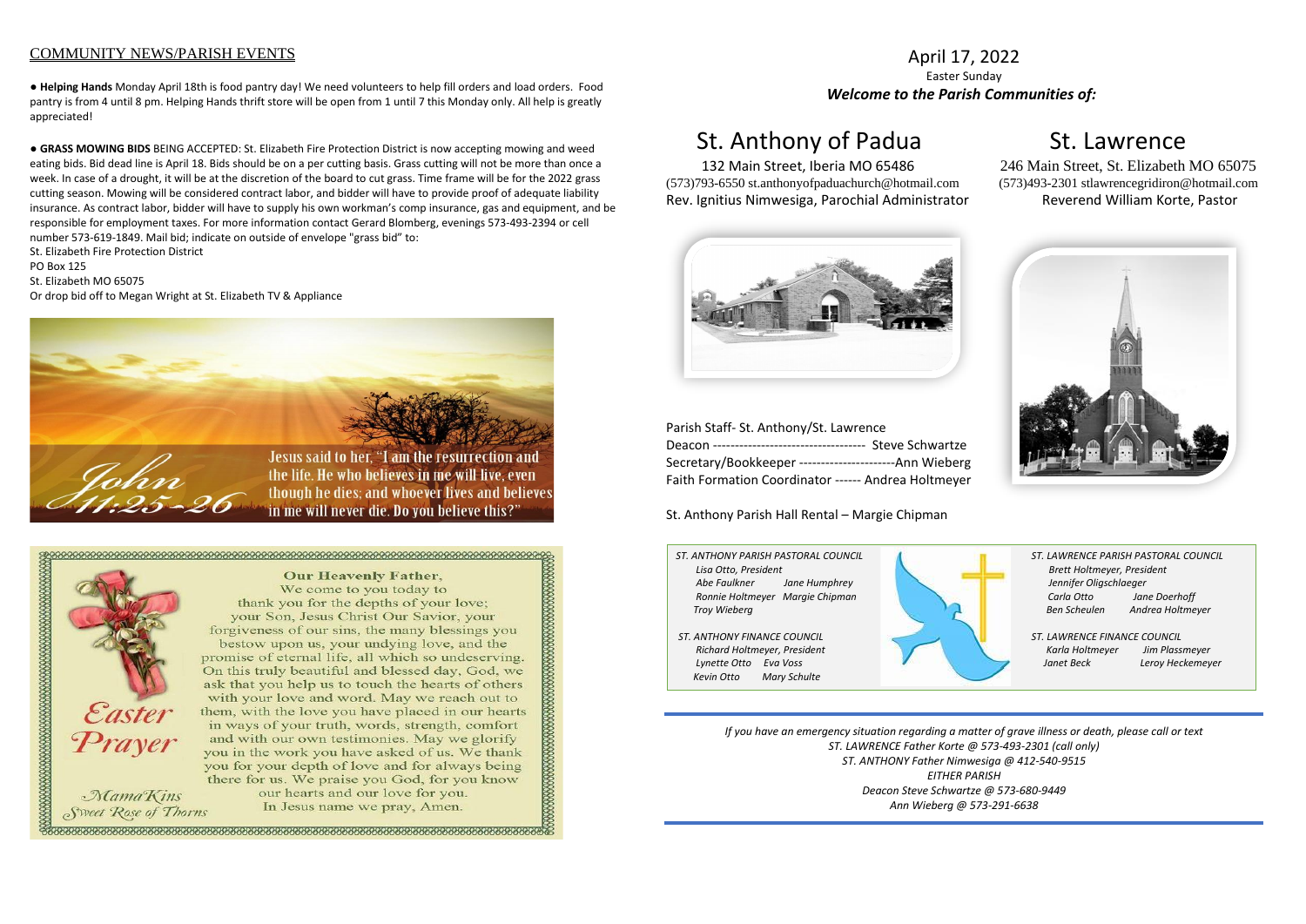## COMMUNITY NEWS/PARISH EVENTS

● **Helping Hands** Monday April 18th is food pantry day! We need volunteers to help fill orders and load orders. Food pantry is from 4 until 8 pm. Helping Hands thrift store will be open from 1 until 7 this Monday only. All help is greatly appreciated!

● **GRASS MOWING BIDS** BEING ACCEPTED: St. Elizabeth Fire Protection District is now accepting mowing and weed eating bids. Bid dead line is April 18. Bids should be on a per cutting basis. Grass cutting will not be more than once a week. In case of a drought, it will be at the discretion of the board to cut grass. Time frame will be for the 2022 grass cutting season. Mowing will be considered contract labor, and bidder will have to provide proof of adequate liability insurance. As contract labor, bidder will have to supply his own workman's comp insurance, gas and equipment, and be responsible for employment taxes. For more information contact Gerard Blomberg, evenings 573-493-2394 or cell number 573-619-1849. Mail bid; indicate on outside of envelope "grass bid" to:
St. Elizabeth Fire Protection District
PO Box 125
St. Elizabeth MO 65075
Or drop bid off to Megan Wright at St. Elizabeth TV & Appliance

John 11:25-26

Jesus said to her, "I am the resurrection and the life. He who believes in me will live, even though he dies; and whoever lives and believes in me will never die. Do you believe this?"

Easter Prayer

**Our Heavenly Father,**
We come to you today to thank you for the depths of your love; your Son, Jesus Christ Our Savior, your forgiveness of our sins, the many blessings you bestow upon us, your undying love, and the promise of eternal life, all which so undeserving. On this truly beautiful and blessed day, God, we ask that you help us to touch the hearts of others with your love and word. May we reach out to them, with the love you have placed in our hearts in ways of your truth, words, strength, comfort and with our own testimonies. May we glorify you in the work you have asked of us. We thank you for your depth of love and for always being there for us. We praise you God, for you know our hearts and our love for you.
In Jesus name we pray, Amen.

*MamaKins Sweet Rose of Thorns*

April 17, 2022
Easter Sunday
***Welcome to the Parish Communities of:***

# St. Anthony of Padua

132 Main Street, Iberia MO 65486
(573)793-6550 st.anthonyofpaduachurch@hotmail.com
Rev. Ignitius Nimwesiga, Parochial Administrator

# St. Lawrence

246 Main Street, St. Elizabeth MO 65075
(573)493-2301 stlawrencegridiron@hotmail.com
Reverend William Korte, Pastor

Parish Staff- St. Anthony/St. Lawrence
Deacon ---------------------------------- Steve Schwartze
Secretary/Bookkeeper ----------------------Ann Wieberg
Faith Formation Coordinator ------ Andrea Holtmeyer

St. Anthony Parish Hall Rental – Margie Chipman

*ST. ANTHONY PARISH PASTORAL COUNCIL*
*Lisa Otto, President*
*Abe Faulkner Jane Humphrey*
*Ronnie Holtmeyer Margie Chipman*
*Troy Wieberg*

*ST. ANTHONY FINANCE COUNCIL*
*Richard Holtmeyer, President*
*Lynette Otto Eva Voss*
*Kevin Otto Mary Schulte*

*ST. LAWRENCE PARISH PASTORAL COUNCIL*
*Brett Holtmeyer, President*
*Jennifer Oligschlaeger*
*Carla Otto Jane Doerhoff*
*Ben Scheulen Andrea Holtmeyer*

*ST. LAWRENCE FINANCE COUNCIL*
*Karla Holtmeyer Jim Plassmeyer*
*Janet Beck Leroy Heckemeyer*

*If you have an emergency situation regarding a matter of grave illness or death, please call or text*
*ST. LAWRENCE Father Korte @ 573-493-2301 (call only)*
*ST. ANTHONY Father Nimwesiga @ 412-540-9515*
*EITHER PARISH*
*Deacon Steve Schwartze @ 573-680-9449*
*Ann Wieberg @ 573-291-6638*